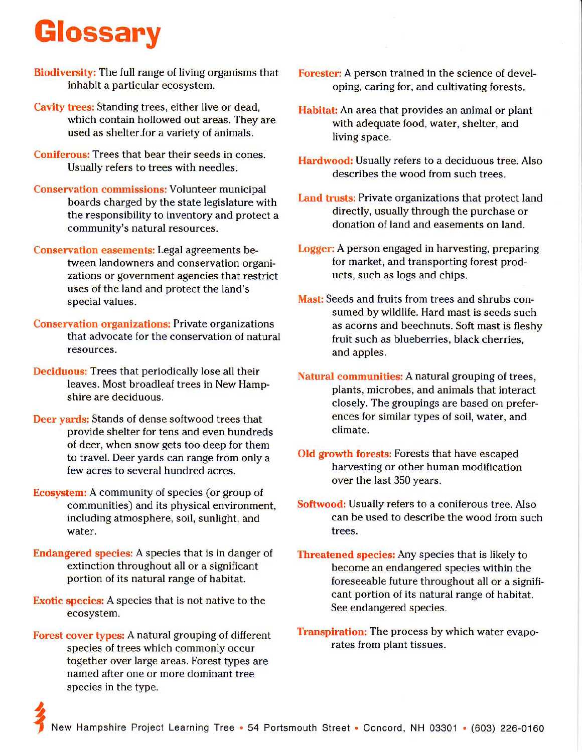# Glossary

**Biodiversity:** The full range of living organisms that inhabit a particular ecosystem.

**Cavity trees:** Standing trees, either live or dead, which contain hollowed out areas. They are used as shelter for a variety of animals.

**Coniferous:** Trees that bear their seeds in cones. Usually refers to trees with needles.

**Conservation commissions:** Volunteer municipal boards charged by the state legislature with the responsibility to inventory and protect a community's natural resources.

**Conservation easements:** Legal agreements between landowners and conservation organizations or government agencies that restrict uses of the land and protect the land's special values.

**Conservation organizations:** Private organizations that advocate for the conservation of natural resources.

**Deciduous:** Trees that periodically lose all their leaves. Most broadleaf trees in New Hampshire are deciduous.

**Deer yards:** Stands of dense softwood trees that provide shelter for tens and even hundreds of deer, when snow gets too deep for them to travel. Deer yards can range from only a few acres to several hundred acres.

**Ecosystem:** A community of species (or group of communities) and its physical environment, including atmosphere, soil, sunlight, and water.

**Endangered species:** A species that is in danger of extinction throughout all or a significant portion of its natural range of habitat.

**Exotic species:** A species that is not native to the ecosystem.

**Forest cover types:** A natural grouping of different species of trees which commonly occur together over large areas. Forest types are named after one or more dominant tree species in the type.

**Forester:** A person trained in the science of developing, caring for, and cultivating forests.

**Habitat:** An area that provides an animal or plant with adequate food, water, shelter, and living space.

**Hardwood:** Usually refers to a deciduous tree. Also describes the wood from such trees.

**Land trusts:** Private organizations that protect land directly, usually through the purchase or donation of land and easements on land.

**Logger:** A person engaged in harvesting, preparing for market, and transporting forest products, such as logs and chips.

**Mast:** Seeds and fruits from trees and shrubs consumed by wildlife. Hard mast is seeds such as acorns and beechnuts. Soft mast is fleshy fruit such as blueberries, black cherries, and apples.

**Natural communities:** A natural grouping of trees, plants, microbes, and animals that interact closely. The groupings are based on preferences for similar types of soil, water, and climate.

**Old growth forests:** Forests that have escaped harvesting or other human modification over the last 350 years.

**Softwood:** Usually refers to a coniferous tree. Also can be used to describe the wood from such trees.

**Threatened species:** Any species that is likely to become an endangered species within the foreseeable future throughout all or a significant portion of its natural range of habitat. See endangered species.

**Transpiration:** The process by which water evaporates from plant tissues.

New Hampshire Project Learning Tree • 54 Portsmouth Street • Concord, NH 03301 • (603) 226-0160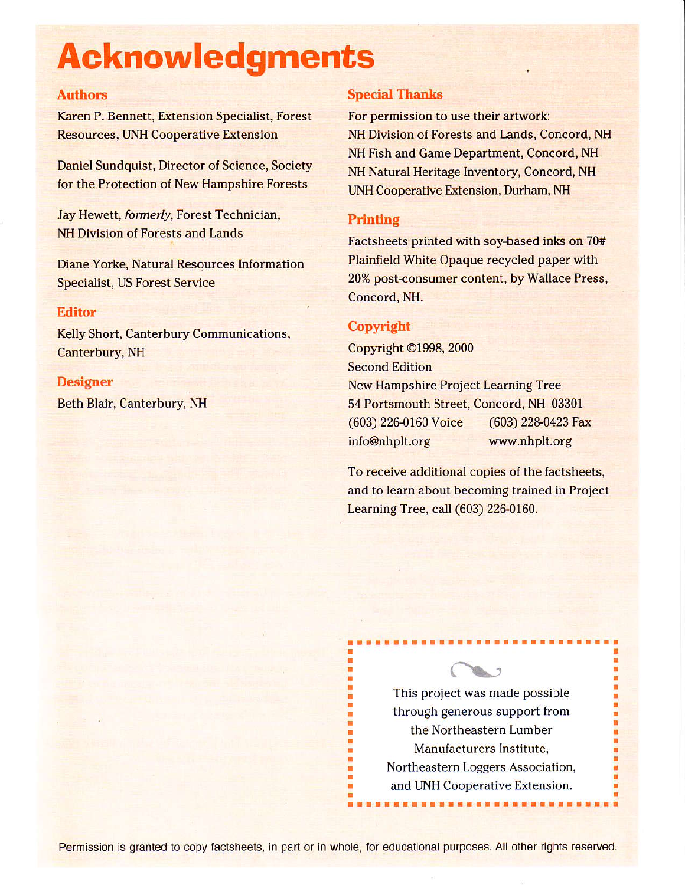# Acknowledgments

## Authors

Karen P. Bennett, Extension Specialist, Forest Resources, UNH Cooperative Extension

Daniel Sundquist, Director of Science, Society for the Protection of New Hampshire Forests

Jay Hewett, *formerly*, Forest Technician, NH Division of Forests and Lands

Diane Yorke, Natural Resources Information Specialist, US Forest Service

## Editor

Kelly Short, Canterbury Communications, Canterbury, NH

## Designer

Beth Blair, Canterbury, NH

## Special Thanks

For permission to use their artwork:
NH Division of Forests and Lands, Concord, NH
NH Fish and Game Department, Concord, NH
NH Natural Heritage Inventory, Concord, NH
UNH Cooperative Extension, Durham, NH

## Printing

Factsheets printed with soy-based inks on 70# Plainfield White Opaque recycled paper with 20% post-consumer content, by Wallace Press, Concord, NH.

## Copyright

Copyright ©1998, 2000
Second Edition
New Hampshire Project Learning Tree
54 Portsmouth Street, Concord, NH 03301
(603) 226-0160 Voice (603) 228-0423 Fax
info@nhplt.org www.nhplt.org

To receive additional copies of the factsheets, and to learn about becoming trained in Project Learning Tree, call (603) 226-0160.

This project was made possible through generous support from the Northeastern Lumber Manufacturers Institute, Northeastern Loggers Association, and UNH Cooperative Extension.

Permission is granted to copy factsheets, in part or in whole, for educational purposes. All other rights reserved.